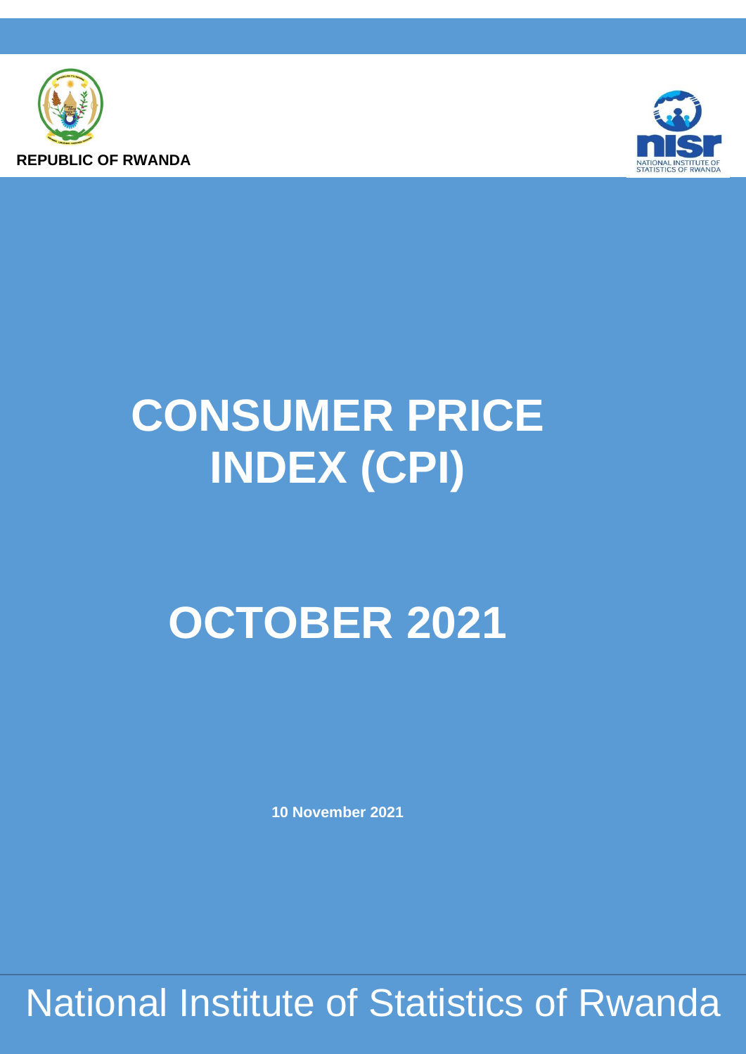REPUBLIC OF RWANDA

NATIONAL INSTITUTE OF STATISTICS OF RWANDA

# CONSUMER PRICE INDEX (CPI)

# OCTOBER 2021

**10 November 2021**

National Institute of Statistics of Rwanda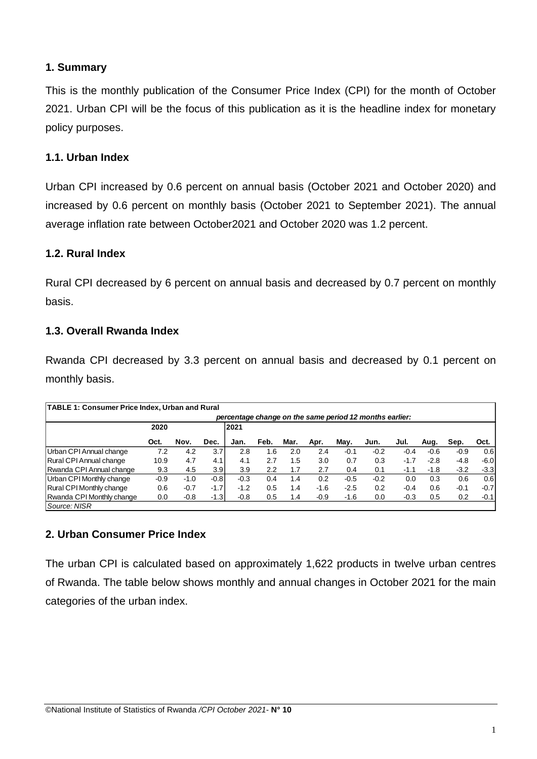## 1. Summary

This is the monthly publication of the Consumer Price Index (CPI) for the month of October 2021. Urban CPI will be the focus of this publication as it is the headline index for monetary policy purposes.

### 1.1. Urban Index

Urban CPI increased by 0.6 percent on annual basis (October 2021 and October 2020) and increased by 0.6 percent on monthly basis (October 2021 to September 2021). The annual average inflation rate between October2021 and October 2020 was 1.2 percent.

### 1.2. Rural Index

Rural CPI decreased by 6 percent on annual basis and decreased by 0.7 percent on monthly basis.

### 1.3. Overall Rwanda Index

Rwanda CPI decreased by 3.3 percent on annual basis and decreased by 0.1 percent on monthly basis.

**TABLE 1: Consumer Price Index, Urban and Rural**

*percentage change on the same period 12 months earlier:*

| | 2020 | | | 2021 | | | | | | | | | |
|---|---|---|---|---|---|---|---|---|---|---|---|---|---|
| | Oct. | Nov. | Dec. | Jan. | Feb. | Mar. | Apr. | May. | Jun. | Jul. | Aug. | Sep. | Oct. |
| Urban CPI Annual change | 7.2 | 4.2 | 3.7 | 2.8 | 1.6 | 2.0 | 2.4 | -0.1 | -0.2 | -0.4 | -0.6 | -0.9 | 0.6 |
| Rural CPI Annual change | 10.9 | 4.7 | 4.1 | 4.1 | 2.7 | 1.5 | 3.0 | 0.7 | 0.3 | -1.7 | -2.8 | -4.8 | -6.0 |
| Rwanda CPI Annual change | 9.3 | 4.5 | 3.9 | 3.9 | 2.2 | 1.7 | 2.7 | 0.4 | 0.1 | -1.1 | -1.8 | -3.2 | -3.3 |
| Urban CPI Monthly change | -0.9 | -1.0 | -0.8 | -0.3 | 0.4 | 1.4 | 0.2 | -0.5 | -0.2 | 0.0 | 0.3 | 0.6 | 0.6 |
| Rural CPI Monthly change | 0.6 | -0.7 | -1.7 | -1.2 | 0.5 | 1.4 | -1.6 | -2.5 | 0.2 | -0.4 | 0.6 | -0.1 | -0.7 |
| Rwanda CPI Monthly change | 0.0 | -0.8 | -1.3 | -0.8 | 0.5 | 1.4 | -0.9 | -1.6 | 0.0 | -0.3 | 0.5 | 0.2 | -0.1 |

*Source: NISR*

## 2. Urban Consumer Price Index

The urban CPI is calculated based on approximately 1,622 products in twelve urban centres of Rwanda. The table below shows monthly and annual changes in October 2021 for the main categories of the urban index.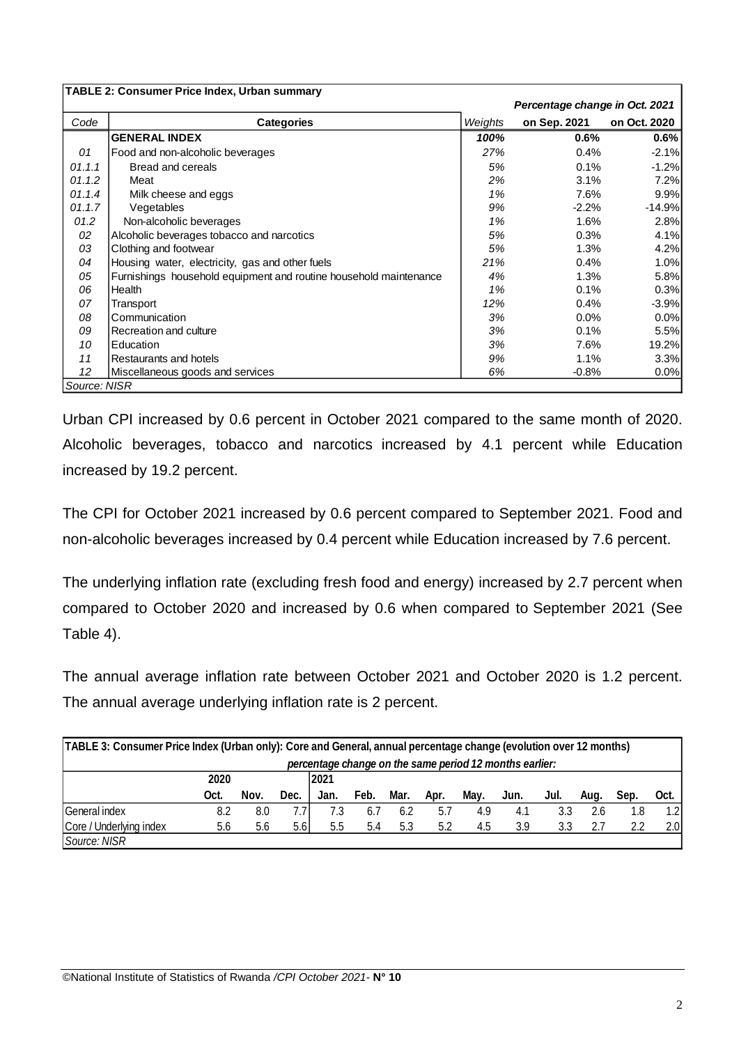**TABLE 2: Consumer Price Index, Urban summary**

| Code | Categories | Weights | Percentage change in Oct. 2021 on Sep. 2021 | Percentage change in Oct. 2021 on Oct. 2020 |
|---|---|---|---|---|
| | **GENERAL INDEX** | ***100%*** | **0.6%** | **0.6%** |
| *01* | Food and non-alcoholic beverages | *27%* | 0.4% | -2.1% |
| *01.1.1* | Bread and cereals | *5%* | 0.1% | -1.2% |
| *01.1.2* | Meat | *2%* | 3.1% | 7.2% |
| *01.1.4* | Milk cheese and eggs | *1%* | 7.6% | 9.9% |
| *01.1.7* | Vegetables | *9%* | -2.2% | -14.9% |
| *01.2* | Non-alcoholic beverages | *1%* | 1.6% | 2.8% |
| *02* | Alcoholic beverages tobacco and narcotics | *5%* | 0.3% | 4.1% |
| *03* | Clothing and footwear | *5%* | 1.3% | 4.2% |
| *04* | Housing water, electricity, gas and other fuels | *21%* | 0.4% | 1.0% |
| *05* | Furnishings household equipment and routine household maintenance | *4%* | 1.3% | 5.8% |
| *06* | Health | *1%* | 0.1% | 0.3% |
| *07* | Transport | *12%* | 0.4% | -3.9% |
| *08* | Communication | *3%* | 0.0% | 0.0% |
| *09* | Recreation and culture | *3%* | 0.1% | 5.5% |
| *10* | Education | *3%* | 7.6% | 19.2% |
| *11* | Restaurants and hotels | *9%* | 1.1% | 3.3% |
| *12* | Miscellaneous goods and services | *6%* | -0.8% | 0.0% |

*Source: NISR*

Urban CPI increased by 0.6 percent in October 2021 compared to the same month of 2020. Alcoholic beverages, tobacco and narcotics increased by 4.1 percent while Education increased by 19.2 percent.

The CPI for October 2021 increased by 0.6 percent compared to September 2021. Food and non-alcoholic beverages increased by 0.4 percent while Education increased by 7.6 percent.

The underlying inflation rate (excluding fresh food and energy) increased by 2.7 percent when compared to October 2020 and increased by 0.6 when compared to September 2021 (See Table 4).

The annual average inflation rate between October 2021 and October 2020 is 1.2 percent. The annual average underlying inflation rate is 2 percent.

**TABLE 3: Consumer Price Index (Urban only): Core and General, annual percentage change (evolution over 12 months)**

*percentage change on the same period 12 months earlier:*

| | 2020 | | | 2021 | | | | | | | | | |
|---|---|---|---|---|---|---|---|---|---|---|---|---|---|
| | Oct. | Nov. | Dec. | Jan. | Feb. | Mar. | Apr. | May. | Jun. | Jul. | Aug. | Sep. | Oct. |
| General index | 8.2 | 8.0 | 7.7 | 7.3 | 6.7 | 6.2 | 5.7 | 4.9 | 4.1 | 3.3 | 2.6 | 1.8 | 1.2 |
| Core / Underlying index | 5.6 | 5.6 | 5.6 | 5.5 | 5.4 | 5.3 | 5.2 | 4.5 | 3.9 | 3.3 | 2.7 | 2.2 | 2.0 |

*Source: NISR*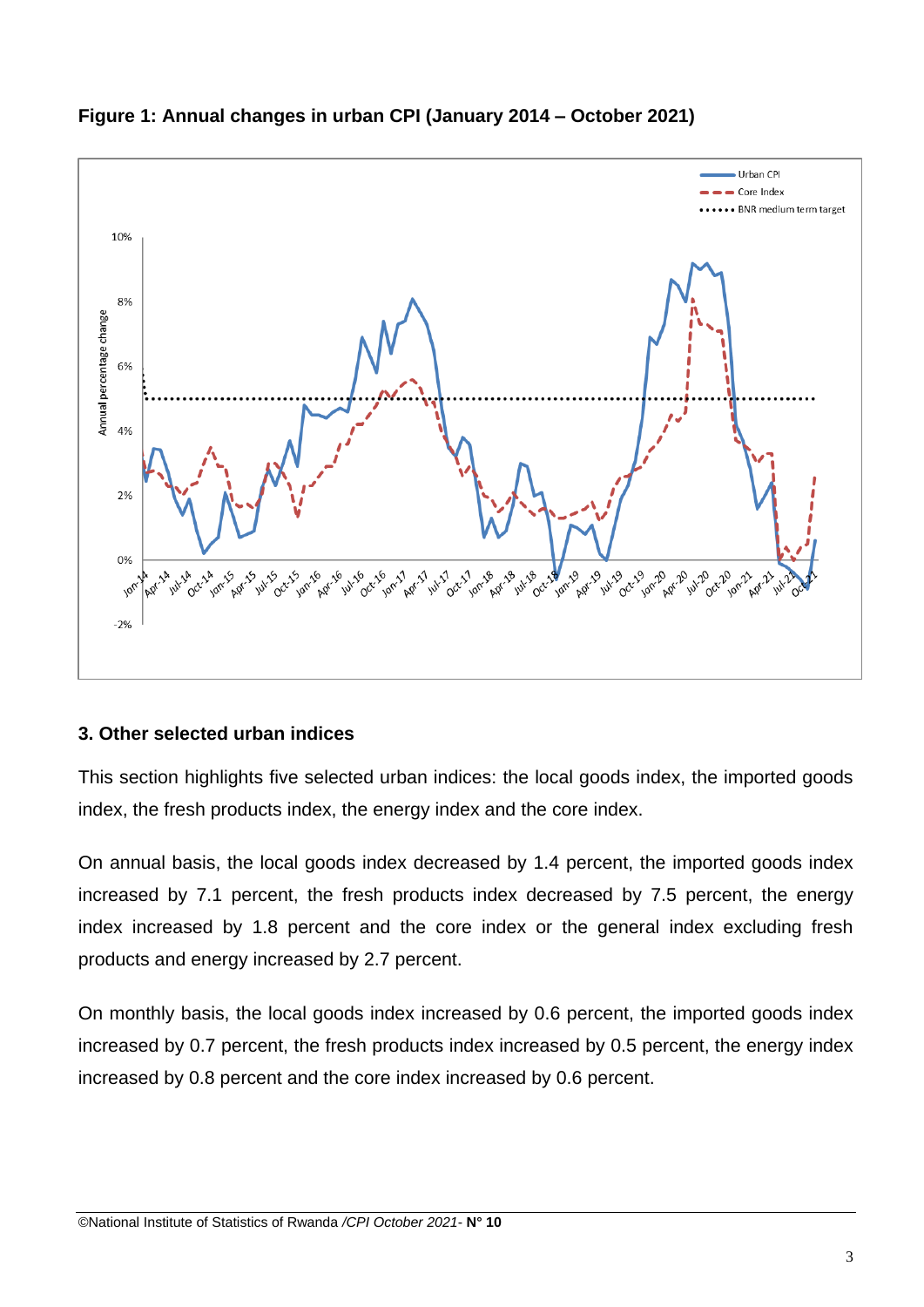**Figure 1: Annual changes in urban CPI (January 2014 – October 2021)**

### 3. Other selected urban indices

This section highlights five selected urban indices: the local goods index, the imported goods index, the fresh products index, the energy index and the core index.

On annual basis, the local goods index decreased by 1.4 percent, the imported goods index increased by 7.1 percent, the fresh products index decreased by 7.5 percent, the energy index increased by 1.8 percent and the core index or the general index excluding fresh products and energy increased by 2.7 percent.

On monthly basis, the local goods index increased by 0.6 percent, the imported goods index increased by 0.7 percent, the fresh products index increased by 0.5 percent, the energy index increased by 0.8 percent and the core index increased by 0.6 percent.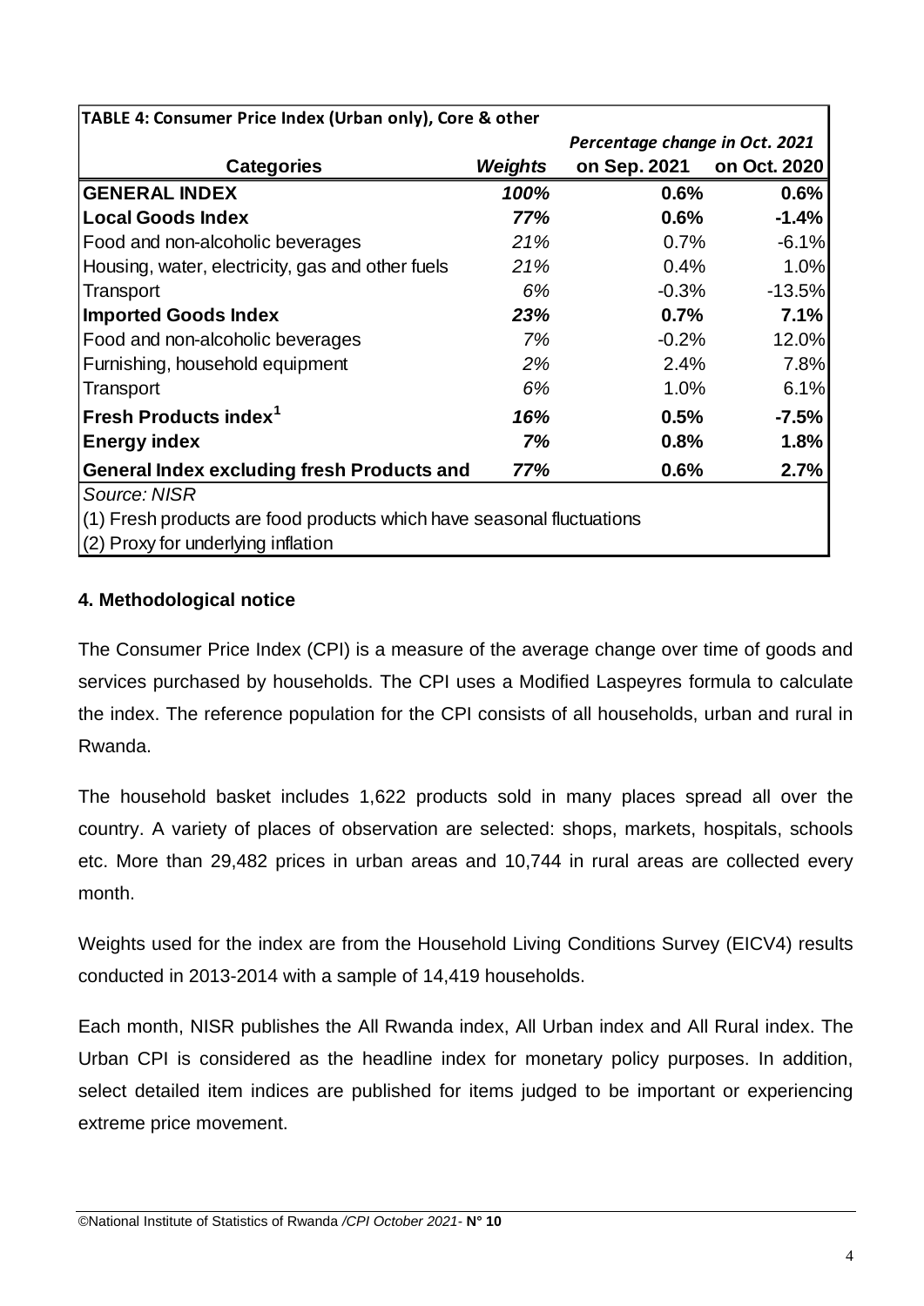**TABLE 4: Consumer Price Index (Urban only), Core & other**

| Categories | Weights | Percentage change in Oct. 2021 on Sep. 2021 | Percentage change in Oct. 2021 on Oct. 2020 |
|---|---|---|---|
| **GENERAL INDEX** | ***100%*** | **0.6%** | **0.6%** |
| **Local Goods Index** | ***77%*** | **0.6%** | **-1.4%** |
| Food and non-alcoholic beverages | *21%* | 0.7% | -6.1% |
| Housing, water, electricity, gas and other fuels | *21%* | 0.4% | 1.0% |
| Transport | *6%* | -0.3% | -13.5% |
| **Imported Goods Index** | ***23%*** | **0.7%** | **7.1%** |
| Food and non-alcoholic beverages | *7%* | -0.2% | 12.0% |
| Furnishing, household equipment | *2%* | 2.4% | 7.8% |
| Transport | *6%* | 1.0% | 6.1% |
| **Fresh Products index[1]** | ***16%*** | **0.5%** | **-7.5%** |
| **Energy index** | ***7%*** | **0.8%** | **1.8%** |
| **General Index excluding fresh Products and** | ***77%*** | **0.6%** | **2.7%** |

*Source: NISR*

(1) Fresh products are food products which have seasonal fluctuations

(2) Proxy for underlying inflation

### 4. Methodological notice

The Consumer Price Index (CPI) is a measure of the average change over time of goods and services purchased by households. The CPI uses a Modified Laspeyres formula to calculate the index. The reference population for the CPI consists of all households, urban and rural in Rwanda.

The household basket includes 1,622 products sold in many places spread all over the country. A variety of places of observation are selected: shops, markets, hospitals, schools etc. More than 29,482 prices in urban areas and 10,744 in rural areas are collected every month.

Weights used for the index are from the Household Living Conditions Survey (EICV4) results conducted in 2013-2014 with a sample of 14,419 households.

Each month, NISR publishes the All Rwanda index, All Urban index and All Rural index. The Urban CPI is considered as the headline index for monetary policy purposes. In addition, select detailed item indices are published for items judged to be important or experiencing extreme price movement.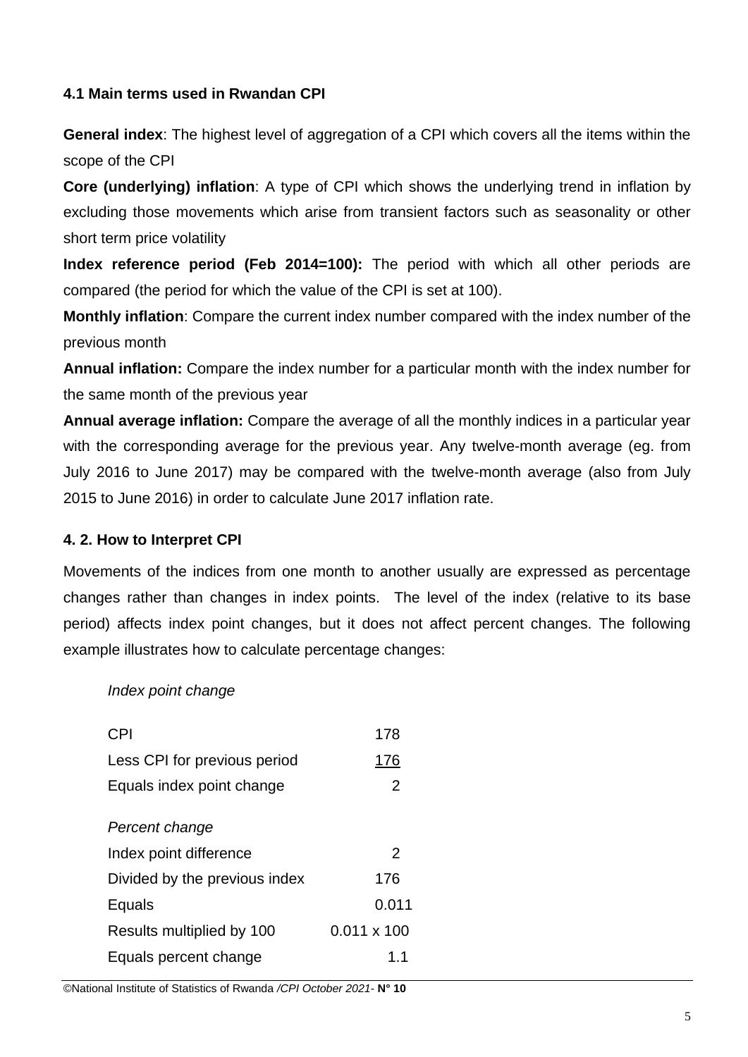### 4.1 Main terms used in Rwandan CPI

**General index**: The highest level of aggregation of a CPI which covers all the items within the scope of the CPI

**Core (underlying) inflation**: A type of CPI which shows the underlying trend in inflation by excluding those movements which arise from transient factors such as seasonality or other short term price volatility

**Index reference period (Feb 2014=100):** The period with which all other periods are compared (the period for which the value of the CPI is set at 100).

**Monthly inflation**: Compare the current index number compared with the index number of the previous month

**Annual inflation:** Compare the index number for a particular month with the index number for the same month of the previous year

**Annual average inflation:** Compare the average of all the monthly indices in a particular year with the corresponding average for the previous year. Any twelve-month average (eg. from July 2016 to June 2017) may be compared with the twelve-month average (also from July 2015 to June 2016) in order to calculate June 2017 inflation rate.

### 4. 2. How to Interpret CPI

Movements of the indices from one month to another usually are expressed as percentage changes rather than changes in index points. The level of the index (relative to its base period) affects index point changes, but it does not affect percent changes. The following example illustrates how to calculate percentage changes:

*Index point change*

| | |
|---|---|
| CPI | 178 |
| Less CPI for previous period | 176 |
| Equals index point change | 2 |

*Percent change*

| | |
|---|---|
| Index point difference | 2 |
| Divided by the previous index | 176 |
| Equals | 0.011 |
| Results multiplied by 100 | 0.011 x 100 |
| Equals percent change | 1.1 |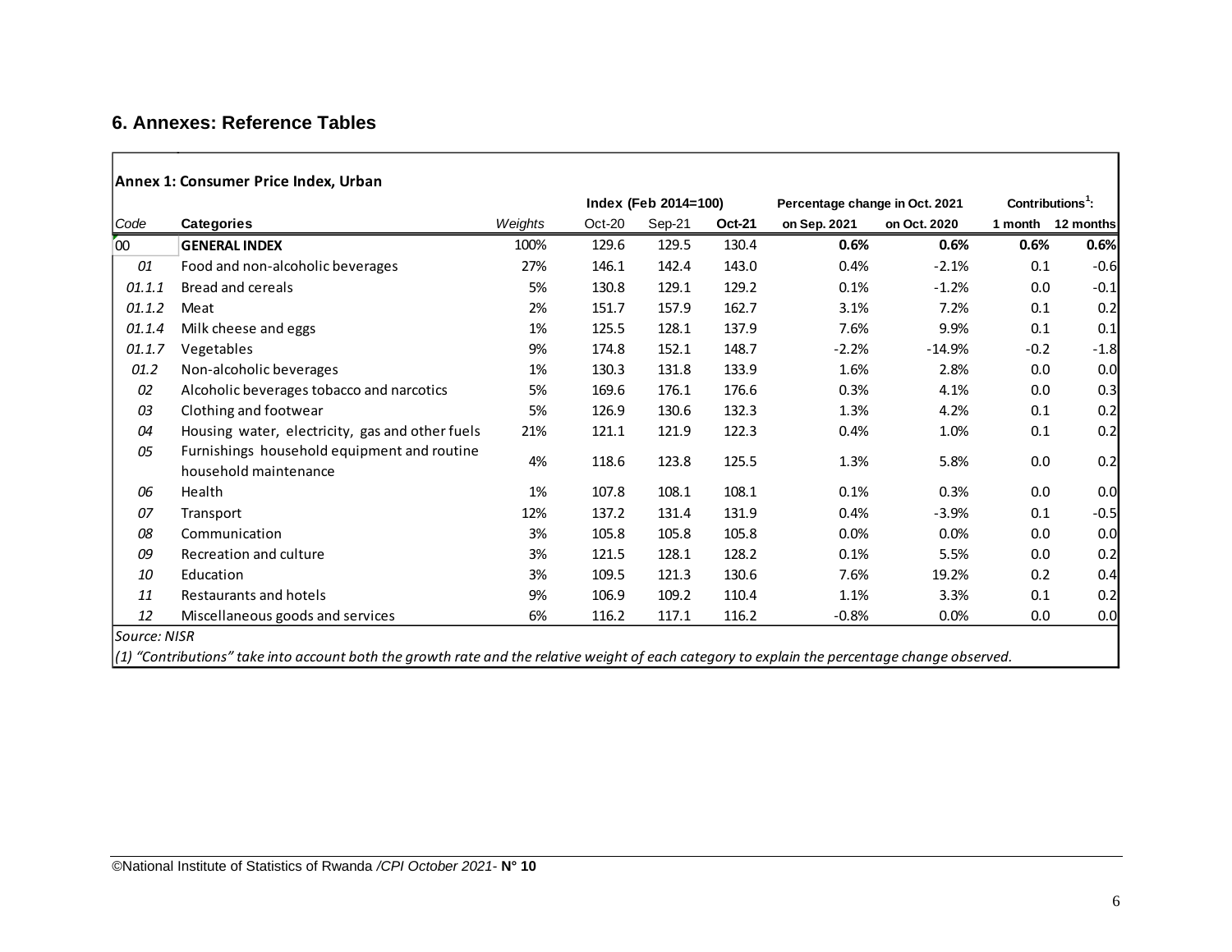## 6. Annexes: Reference Tables

**Annex 1: Consumer Price Index, Urban**

| | | | Index (Feb 2014=100) | | | Percentage change in Oct. 2021 | | Contributions[1]: | |
|---|---|---|---|---|---|---|---|---|---|
| *Code* | **Categories** | *Weights* | Oct-20 | Sep-21 | **Oct-21** | **on Sep. 2021** | **on Oct. 2020** | **1 month** | **12 months** |
| 00 | **GENERAL INDEX** | 100% | 129.6 | 129.5 | 130.4 | **0.6%** | **0.6%** | **0.6%** | **0.6%** |
| *01* | Food and non-alcoholic beverages | 27% | 146.1 | 142.4 | 143.0 | 0.4% | -2.1% | 0.1 | -0.6 |
| *01.1.1* | Bread and cereals | 5% | 130.8 | 129.1 | 129.2 | 0.1% | -1.2% | 0.0 | -0.1 |
| *01.1.2* | Meat | 2% | 151.7 | 157.9 | 162.7 | 3.1% | 7.2% | 0.1 | 0.2 |
| *01.1.4* | Milk cheese and eggs | 1% | 125.5 | 128.1 | 137.9 | 7.6% | 9.9% | 0.1 | 0.1 |
| *01.1.7* | Vegetables | 9% | 174.8 | 152.1 | 148.7 | -2.2% | -14.9% | -0.2 | -1.8 |
| *01.2* | Non-alcoholic beverages | 1% | 130.3 | 131.8 | 133.9 | 1.6% | 2.8% | 0.0 | 0.0 |
| *02* | Alcoholic beverages tobacco and narcotics | 5% | 169.6 | 176.1 | 176.6 | 0.3% | 4.1% | 0.0 | 0.3 |
| *03* | Clothing and footwear | 5% | 126.9 | 130.6 | 132.3 | 1.3% | 4.2% | 0.1 | 0.2 |
| *04* | Housing water, electricity, gas and other fuels | 21% | 121.1 | 121.9 | 122.3 | 0.4% | 1.0% | 0.1 | 0.2 |
| *05* | Furnishings household equipment and routine household maintenance | 4% | 118.6 | 123.8 | 125.5 | 1.3% | 5.8% | 0.0 | 0.2 |
| *06* | Health | 1% | 107.8 | 108.1 | 108.1 | 0.1% | 0.3% | 0.0 | 0.0 |
| *07* | Transport | 12% | 137.2 | 131.4 | 131.9 | 0.4% | -3.9% | 0.1 | -0.5 |
| *08* | Communication | 3% | 105.8 | 105.8 | 105.8 | 0.0% | 0.0% | 0.0 | 0.0 |
| *09* | Recreation and culture | 3% | 121.5 | 128.1 | 128.2 | 0.1% | 5.5% | 0.0 | 0.2 |
| *10* | Education | 3% | 109.5 | 121.3 | 130.6 | 7.6% | 19.2% | 0.2 | 0.4 |
| *11* | Restaurants and hotels | 9% | 106.9 | 109.2 | 110.4 | 1.1% | 3.3% | 0.1 | 0.2 |
| *12* | Miscellaneous goods and services | 6% | 116.2 | 117.1 | 116.2 | -0.8% | 0.0% | 0.0 | 0.0 |

*Source: NISR*

*(1) "Contributions" take into account both the growth rate and the relative weight of each category to explain the percentage change observed.*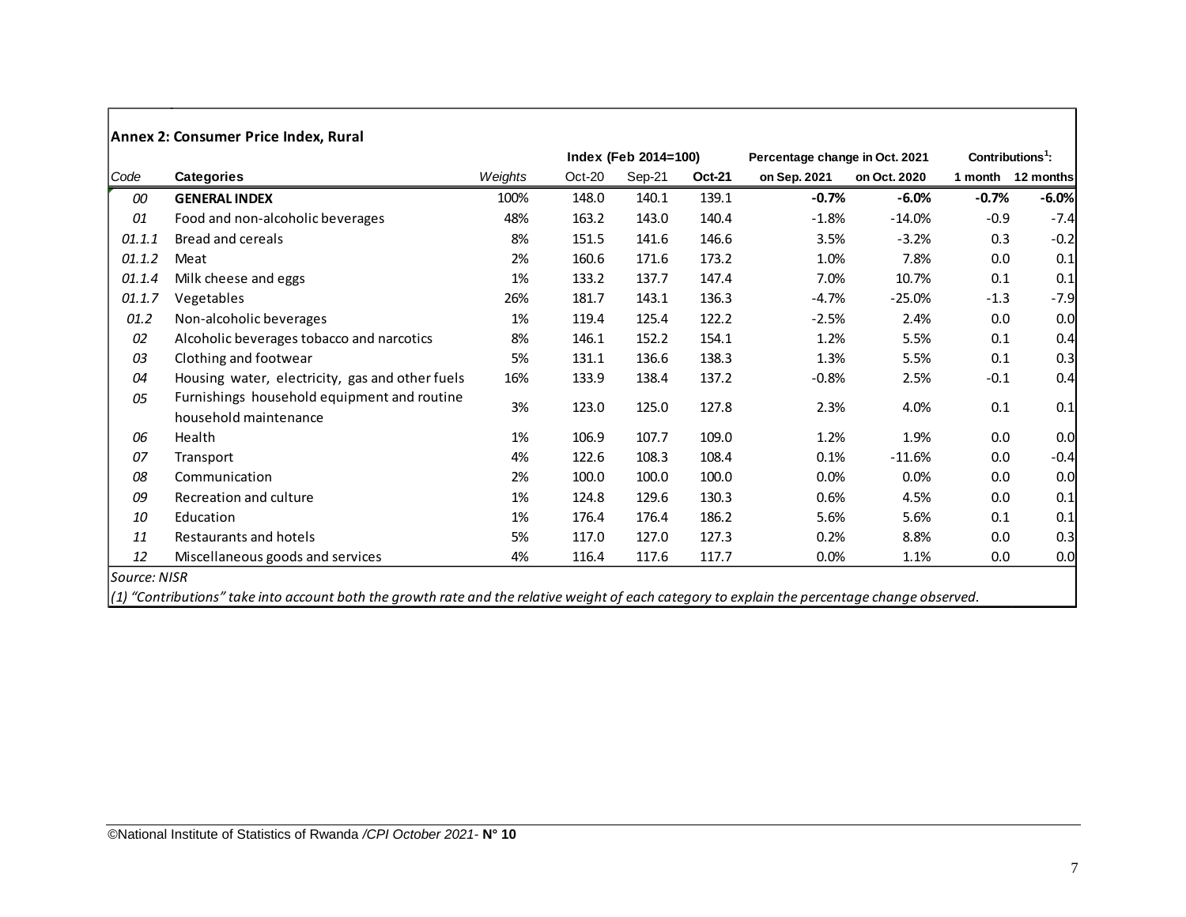**Annex 2: Consumer Price Index, Rural**

| Code | Categories | Weights | Index (Feb 2014=100) | | | Percentage change in Oct. 2021 | | Contributions[1]: | |
|---|---|---|---|---|---|---|---|---|---|
| | | | Oct-20 | Sep-21 | **Oct-21** | on Sep. 2021 | on Oct. 2020 | 1 month | 12 months |
| *00* | **GENERAL INDEX** | 100% | 148.0 | 140.1 | 139.1 | **-0.7%** | **-6.0%** | **-0.7%** | **-6.0%** |
| *01* | Food and non-alcoholic beverages | 48% | 163.2 | 143.0 | 140.4 | -1.8% | -14.0% | -0.9 | -7.4 |
| *01.1.1* | Bread and cereals | 8% | 151.5 | 141.6 | 146.6 | 3.5% | -3.2% | 0.3 | -0.2 |
| *01.1.2* | Meat | 2% | 160.6 | 171.6 | 173.2 | 1.0% | 7.8% | 0.0 | 0.1 |
| *01.1.4* | Milk cheese and eggs | 1% | 133.2 | 137.7 | 147.4 | 7.0% | 10.7% | 0.1 | 0.1 |
| *01.1.7* | Vegetables | 26% | 181.7 | 143.1 | 136.3 | -4.7% | -25.0% | -1.3 | -7.9 |
| *01.2* | Non-alcoholic beverages | 1% | 119.4 | 125.4 | 122.2 | -2.5% | 2.4% | 0.0 | 0.0 |
| *02* | Alcoholic beverages tobacco and narcotics | 8% | 146.1 | 152.2 | 154.1 | 1.2% | 5.5% | 0.1 | 0.4 |
| *03* | Clothing and footwear | 5% | 131.1 | 136.6 | 138.3 | 1.3% | 5.5% | 0.1 | 0.3 |
| *04* | Housing water, electricity, gas and other fuels | 16% | 133.9 | 138.4 | 137.2 | -0.8% | 2.5% | -0.1 | 0.4 |
| *05* | Furnishings household equipment and routine household maintenance | 3% | 123.0 | 125.0 | 127.8 | 2.3% | 4.0% | 0.1 | 0.1 |
| *06* | Health | 1% | 106.9 | 107.7 | 109.0 | 1.2% | 1.9% | 0.0 | 0.0 |
| *07* | Transport | 4% | 122.6 | 108.3 | 108.4 | 0.1% | -11.6% | 0.0 | -0.4 |
| *08* | Communication | 2% | 100.0 | 100.0 | 100.0 | 0.0% | 0.0% | 0.0 | 0.0 |
| *09* | Recreation and culture | 1% | 124.8 | 129.6 | 130.3 | 0.6% | 4.5% | 0.0 | 0.1 |
| *10* | Education | 1% | 176.4 | 176.4 | 186.2 | 5.6% | 5.6% | 0.1 | 0.1 |
| *11* | Restaurants and hotels | 5% | 117.0 | 127.0 | 127.3 | 0.2% | 8.8% | 0.0 | 0.3 |
| *12* | Miscellaneous goods and services | 4% | 116.4 | 117.6 | 117.7 | 0.0% | 1.1% | 0.0 | 0.0 |

*Source: NISR*

*(1) "Contributions" take into account both the growth rate and the relative weight of each category to explain the percentage change observed.*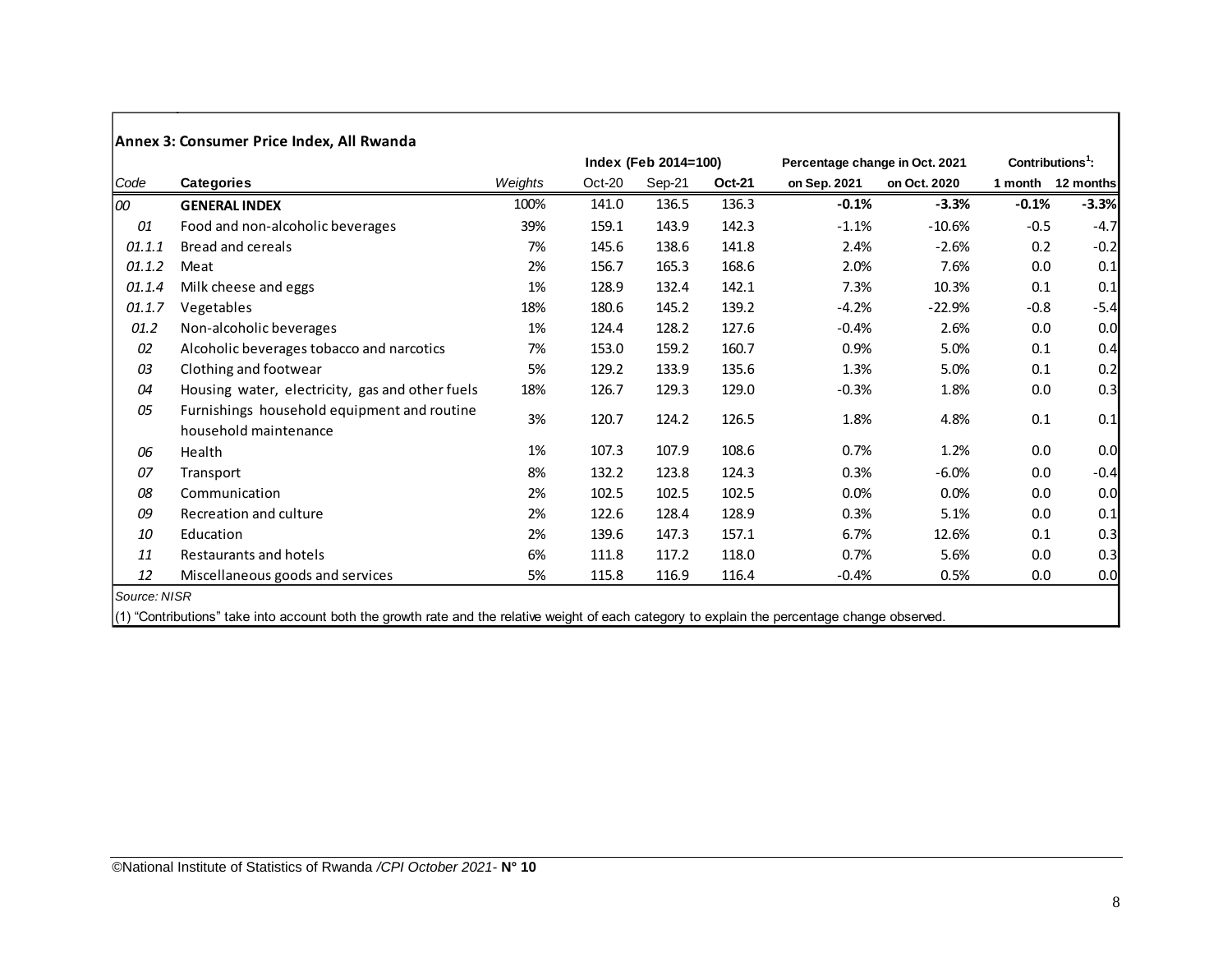**Annex 3: Consumer Price Index, All Rwanda**

| Code | Categories | Weights | Index (Feb 2014=100) | | | Percentage change in Oct. 2021 | | Contributions[1]: | |
|---|---|---|---|---|---|---|---|---|---|
| | | | Oct-20 | Sep-21 | **Oct-21** | on Sep. 2021 | on Oct. 2020 | 1 month | 12 months |
| *00* | **GENERAL INDEX** | 100% | 141.0 | 136.5 | 136.3 | **-0.1%** | **-3.3%** | **-0.1%** | **-3.3%** |
| *01* | Food and non-alcoholic beverages | 39% | 159.1 | 143.9 | 142.3 | -1.1% | -10.6% | -0.5 | -4.7 |
| *01.1.1* | Bread and cereals | 7% | 145.6 | 138.6 | 141.8 | 2.4% | -2.6% | 0.2 | -0.2 |
| *01.1.2* | Meat | 2% | 156.7 | 165.3 | 168.6 | 2.0% | 7.6% | 0.0 | 0.1 |
| *01.1.4* | Milk cheese and eggs | 1% | 128.9 | 132.4 | 142.1 | 7.3% | 10.3% | 0.1 | 0.1 |
| *01.1.7* | Vegetables | 18% | 180.6 | 145.2 | 139.2 | -4.2% | -22.9% | -0.8 | -5.4 |
| *01.2* | Non-alcoholic beverages | 1% | 124.4 | 128.2 | 127.6 | -0.4% | 2.6% | 0.0 | 0.0 |
| *02* | Alcoholic beverages tobacco and narcotics | 7% | 153.0 | 159.2 | 160.7 | 0.9% | 5.0% | 0.1 | 0.4 |
| *03* | Clothing and footwear | 5% | 129.2 | 133.9 | 135.6 | 1.3% | 5.0% | 0.1 | 0.2 |
| *04* | Housing water, electricity, gas and other fuels | 18% | 126.7 | 129.3 | 129.0 | -0.3% | 1.8% | 0.0 | 0.3 |
| *05* | Furnishings household equipment and routine household maintenance | 3% | 120.7 | 124.2 | 126.5 | 1.8% | 4.8% | 0.1 | 0.1 |
| *06* | Health | 1% | 107.3 | 107.9 | 108.6 | 0.7% | 1.2% | 0.0 | 0.0 |
| *07* | Transport | 8% | 132.2 | 123.8 | 124.3 | 0.3% | -6.0% | 0.0 | -0.4 |
| *08* | Communication | 2% | 102.5 | 102.5 | 102.5 | 0.0% | 0.0% | 0.0 | 0.0 |
| *09* | Recreation and culture | 2% | 122.6 | 128.4 | 128.9 | 0.3% | 5.1% | 0.0 | 0.1 |
| *10* | Education | 2% | 139.6 | 147.3 | 157.1 | 6.7% | 12.6% | 0.1 | 0.3 |
| *11* | Restaurants and hotels | 6% | 111.8 | 117.2 | 118.0 | 0.7% | 5.6% | 0.0 | 0.3 |
| *12* | Miscellaneous goods and services | 5% | 115.8 | 116.9 | 116.4 | -0.4% | 0.5% | 0.0 | 0.0 |

*Source: NISR*

(1) "Contributions" take into account both the growth rate and the relative weight of each category to explain the percentage change observed.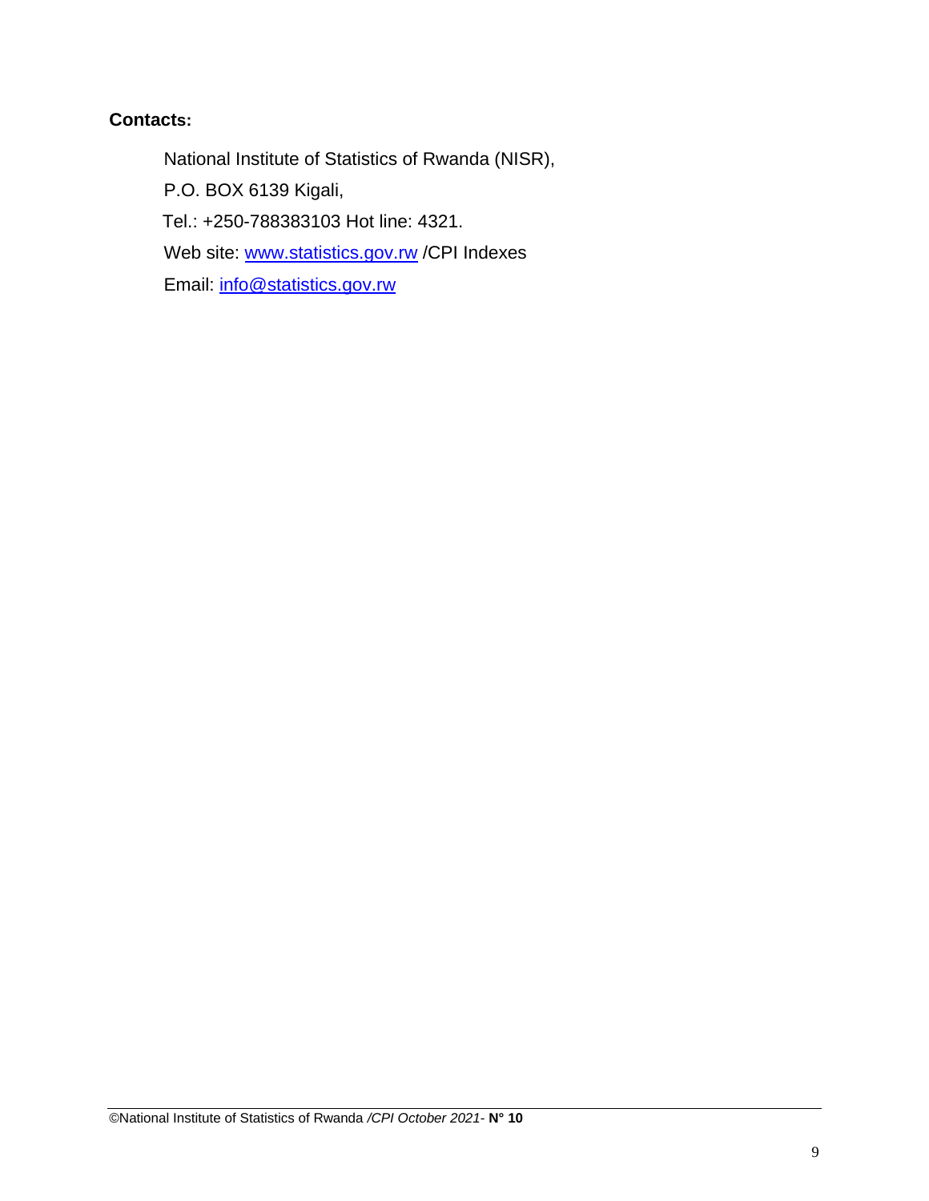**Contacts:**

National Institute of Statistics of Rwanda (NISR),

P.O. BOX 6139 Kigali,

Tel.: +250-788383103 Hot line: 4321.

Web site: www.statistics.gov.rw /CPI Indexes

Email: info@statistics.gov.rw